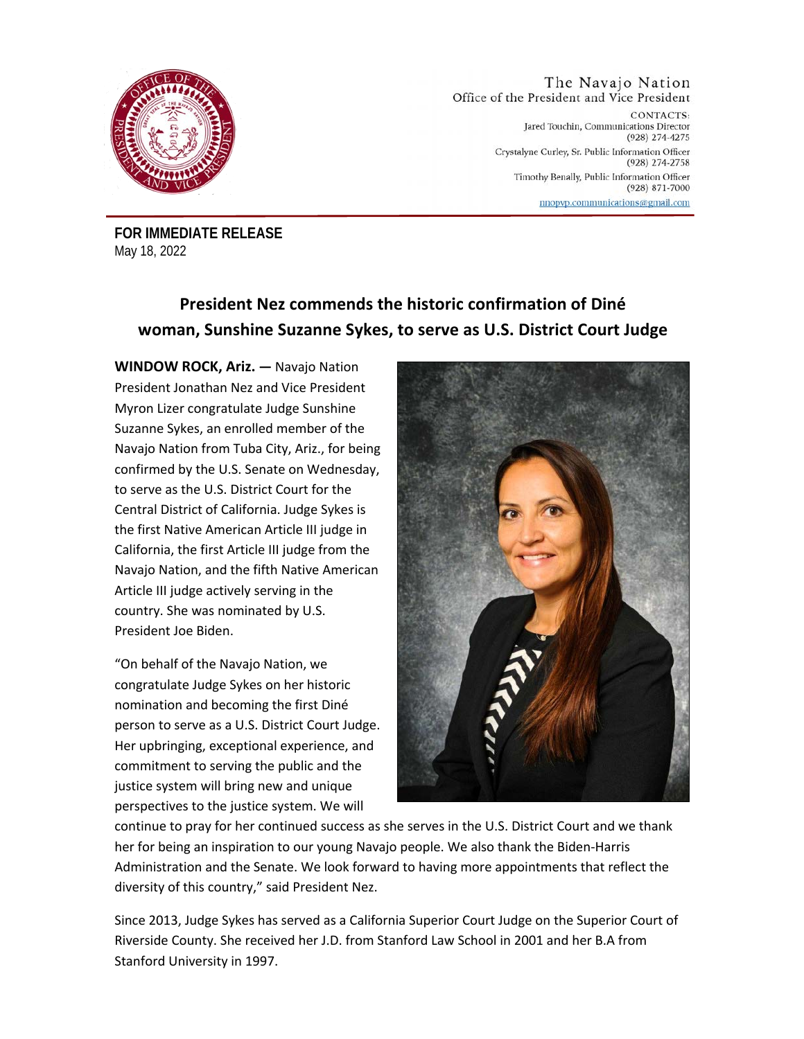The Navajo Nation
Office of the President and Vice President

CONTACTS:
Jared Touchin, Communications Director
(928) 274-4275
Crystalyne Curley, Sr. Public Information Officer
(928) 274-2758
Timothy Benally, Public Information Officer
(928) 871-7000
nnopvp.communications@gmail.com

**FOR IMMEDIATE RELEASE**
May 18, 2022

## President Nez commends the historic confirmation of Diné woman, Sunshine Suzanne Sykes, to serve as U.S. District Court Judge

**WINDOW ROCK, Ariz. —** Navajo Nation President Jonathan Nez and Vice President Myron Lizer congratulate Judge Sunshine Suzanne Sykes, an enrolled member of the Navajo Nation from Tuba City, Ariz., for being confirmed by the U.S. Senate on Wednesday, to serve as the U.S. District Court for the Central District of California. Judge Sykes is the first Native American Article III judge in California, the first Article III judge from the Navajo Nation, and the fifth Native American Article III judge actively serving in the country. She was nominated by U.S. President Joe Biden.

"On behalf of the Navajo Nation, we congratulate Judge Sykes on her historic nomination and becoming the first Diné person to serve as a U.S. District Court Judge. Her upbringing, exceptional experience, and commitment to serving the public and the justice system will bring new and unique perspectives to the justice system. We will continue to pray for her continued success as she serves in the U.S. District Court and we thank her for being an inspiration to our young Navajo people. We also thank the Biden-Harris Administration and the Senate. We look forward to having more appointments that reflect the diversity of this country," said President Nez.

Since 2013, Judge Sykes has served as a California Superior Court Judge on the Superior Court of Riverside County. She received her J.D. from Stanford Law School in 2001 and her B.A from Stanford University in 1997.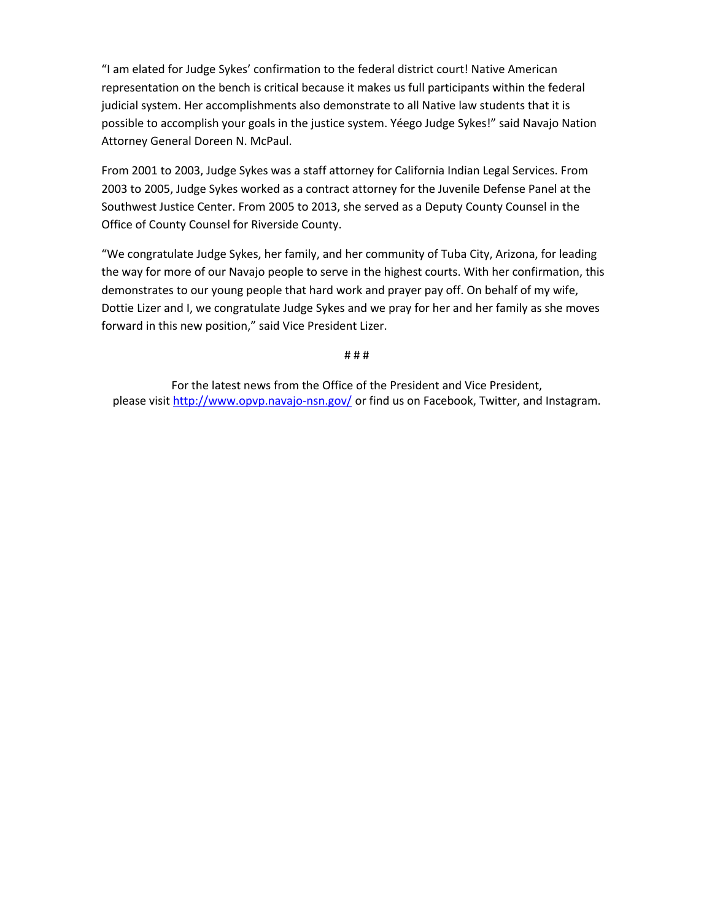"I am elated for Judge Sykes' confirmation to the federal district court! Native American representation on the bench is critical because it makes us full participants within the federal judicial system. Her accomplishments also demonstrate to all Native law students that it is possible to accomplish your goals in the justice system. Yéego Judge Sykes!" said Navajo Nation Attorney General Doreen N. McPaul.

From 2001 to 2003, Judge Sykes was a staff attorney for California Indian Legal Services. From 2003 to 2005, Judge Sykes worked as a contract attorney for the Juvenile Defense Panel at the Southwest Justice Center. From 2005 to 2013, she served as a Deputy County Counsel in the Office of County Counsel for Riverside County.

"We congratulate Judge Sykes, her family, and her community of Tuba City, Arizona, for leading the way for more of our Navajo people to serve in the highest courts. With her confirmation, this demonstrates to our young people that hard work and prayer pay off. On behalf of my wife, Dottie Lizer and I, we congratulate Judge Sykes and we pray for her and her family as she moves forward in this new position," said Vice President Lizer.

# # #

For the latest news from the Office of the President and Vice President, please visit http://www.opvp.navajo-nsn.gov/ or find us on Facebook, Twitter, and Instagram.